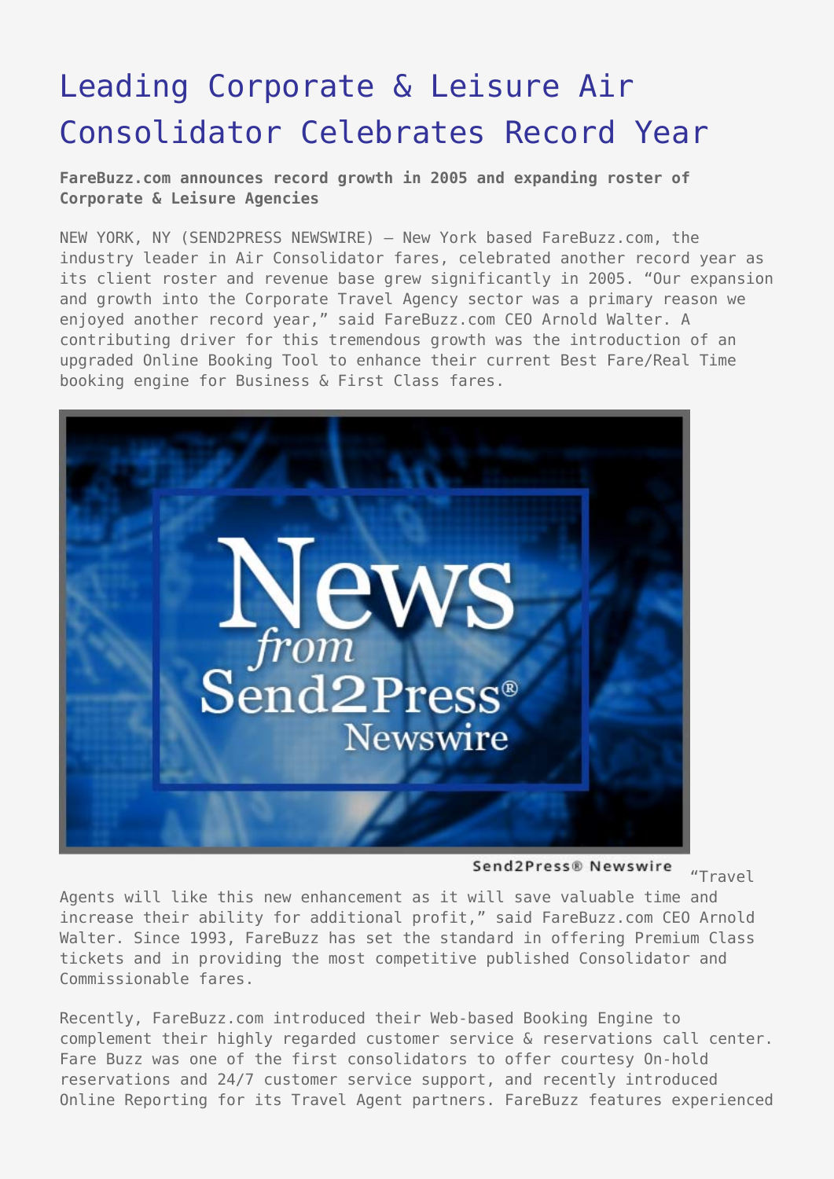# Leading Corporate & Leisure Air Consolidator Celebrates Record Year

**FareBuzz.com announces record growth in 2005 and expanding roster of Corporate & Leisure Agencies**

NEW YORK, NY (SEND2PRESS NEWSWIRE) — New York based FareBuzz.com, the industry leader in Air Consolidator fares, celebrated another record year as its client roster and revenue base grew significantly in 2005. "Our expansion and growth into the Corporate Travel Agency sector was a primary reason we enjoyed another record year," said FareBuzz.com CEO Arnold Walter. A contributing driver for this tremendous growth was the introduction of an upgraded Online Booking Tool to enhance their current Best Fare/Real Time booking engine for Business & First Class fares.

"Travel Agents will like this new enhancement as it will save valuable time and increase their ability for additional profit," said FareBuzz.com CEO Arnold Walter. Since 1993, FareBuzz has set the standard in offering Premium Class tickets and in providing the most competitive published Consolidator and Commissionable fares.

Recently, FareBuzz.com introduced their Web-based Booking Engine to complement their highly regarded customer service & reservations call center. Fare Buzz was one of the first consolidators to offer courtesy On-hold reservations and 24/7 customer service support, and recently introduced Online Reporting for its Travel Agent partners. FareBuzz features experienced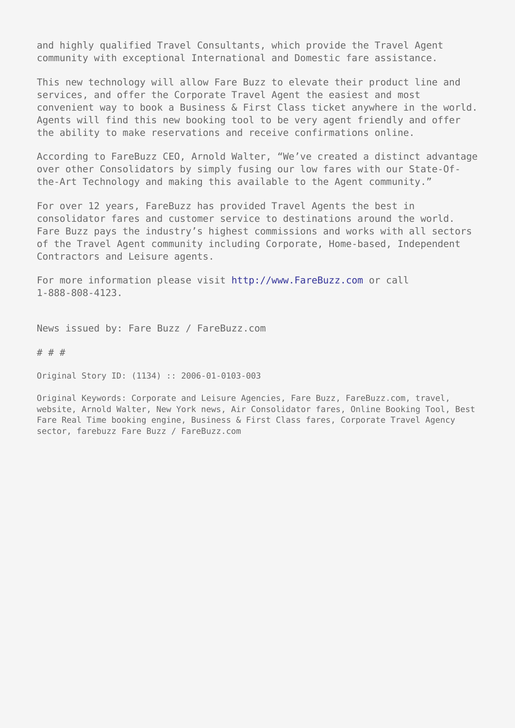and highly qualified Travel Consultants, which provide the Travel Agent community with exceptional International and Domestic fare assistance.

This new technology will allow Fare Buzz to elevate their product line and services, and offer the Corporate Travel Agent the easiest and most convenient way to book a Business & First Class ticket anywhere in the world. Agents will find this new booking tool to be very agent friendly and offer the ability to make reservations and receive confirmations online.

According to FareBuzz CEO, Arnold Walter, “We’ve created a distinct advantage over other Consolidators by simply fusing our low fares with our State-Of-the-Art Technology and making this available to the Agent community.”

For over 12 years, FareBuzz has provided Travel Agents the best in consolidator fares and customer service to destinations around the world. Fare Buzz pays the industry’s highest commissions and works with all sectors of the Travel Agent community including Corporate, Home-based, Independent Contractors and Leisure agents.

For more information please visit http://www.FareBuzz.com or call 1-888-808-4123.

News issued by: Fare Buzz / FareBuzz.com

# # #

Original Story ID: (1134) :: 2006-01-0103-003

Original Keywords: Corporate and Leisure Agencies, Fare Buzz, FareBuzz.com, travel, website, Arnold Walter, New York news, Air Consolidator fares, Online Booking Tool, Best Fare Real Time booking engine, Business & First Class fares, Corporate Travel Agency sector, farebuzz Fare Buzz / FareBuzz.com